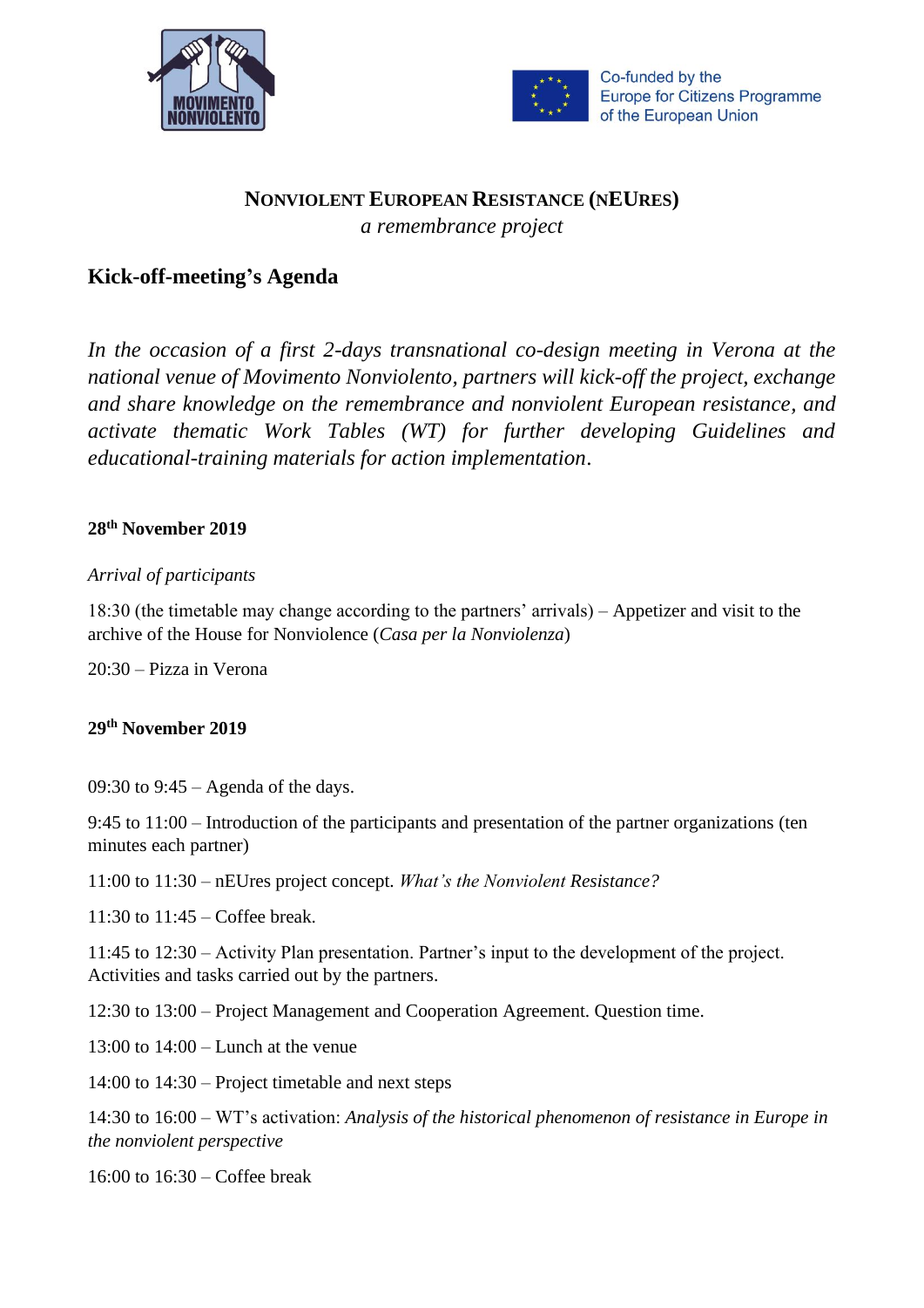Co-funded by the Europe for Citizens Programme of the European Union

# NONVIOLENT EUROPEAN RESISTANCE (nEURES)

*a remembrance project*

## Kick-off-meeting's Agenda

*In the occasion of a first 2-days transnational co-design meeting in Verona at the national venue of Movimento Nonviolento, partners will kick-off the project, exchange and share knowledge on the remembrance and nonviolent European resistance, and activate thematic Work Tables (WT) for further developing Guidelines and educational-training materials for action implementation.*

### 28th November 2019

*Arrival of participants*

18:30 (the timetable may change according to the partners' arrivals) – Appetizer and visit to the archive of the House for Nonviolence (*Casa per la Nonviolenza*)

20:30 – Pizza in Verona

### 29th November 2019

09:30 to 9:45 – Agenda of the days.

9:45 to 11:00 – Introduction of the participants and presentation of the partner organizations (ten minutes each partner)

11:00 to 11:30 – nEUres project concept. *What's the Nonviolent Resistance?*

11:30 to 11:45 – Coffee break.

11:45 to 12:30 – Activity Plan presentation. Partner's input to the development of the project. Activities and tasks carried out by the partners.

12:30 to 13:00 – Project Management and Cooperation Agreement. Question time.

13:00 to 14:00 – Lunch at the venue

14:00 to 14:30 – Project timetable and next steps

14:30 to 16:00 – WT's activation: *Analysis of the historical phenomenon of resistance in Europe in the nonviolent perspective*

16:00 to 16:30 – Coffee break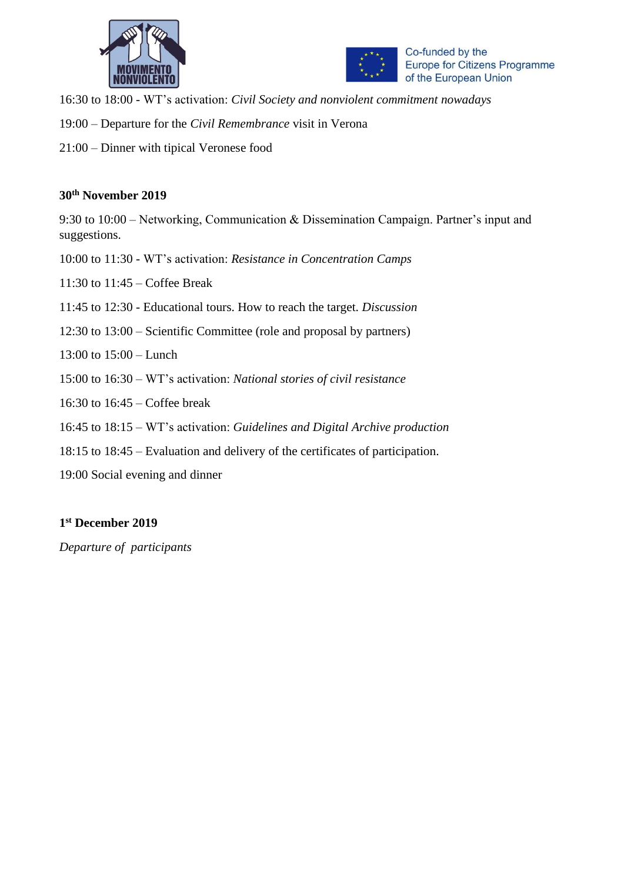16:30 to 18:00 - WT's activation: *Civil Society and nonviolent commitment nowadays*

19:00 – Departure for the *Civil Remembrance* visit in Verona

21:00 – Dinner with tipical Veronese food

**30th November 2019**

9:30 to 10:00 – Networking, Communication & Dissemination Campaign. Partner's input and suggestions.

10:00 to 11:30 - WT's activation: *Resistance in Concentration Camps*

11:30 to 11:45 – Coffee Break

11:45 to 12:30 - Educational tours. How to reach the target. *Discussion*

12:30 to 13:00 – Scientific Committee (role and proposal by partners)

13:00 to 15:00 – Lunch

15:00 to 16:30 – WT's activation: *National stories of civil resistance*

16:30 to 16:45 – Coffee break

16:45 to 18:15 – WT's activation: *Guidelines and Digital Archive production*

18:15 to 18:45 – Evaluation and delivery of the certificates of participation.

19:00 Social evening and dinner

**1st December 2019**

*Departure of participants*